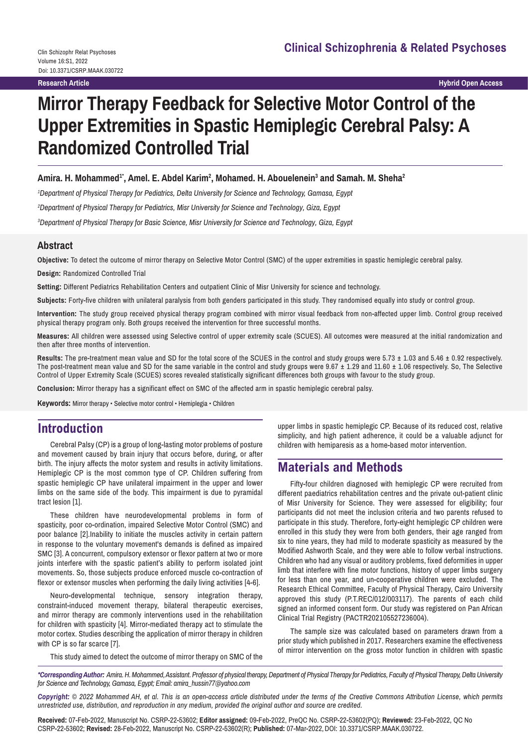# Mirror Therapy Feedback for Selective Motor Control of the Upper Extremities in Spastic Hemiplegic Cerebral Palsy: A Randomized Controlled Trial

**Amira. H. Mohammed[1*], Amel. E. Abdel Karim[2], Mohamed. H. Abouelenein[3] and Samah. M. Sheha[2]**

[1]*Department of Physical Therapy for Pediatrics, Delta University for Science and Technology, Gamasa, Egypt*

[2]*Department of Physical Therapy for Pediatrics, Misr University for Science and Technology, Giza, Egypt*

[3]*Department of Physical Therapy for Basic Science, Misr University for Science and Technology, Giza, Egypt*

## Abstract

**Objective:** To detect the outcome of mirror therapy on Selective Motor Control (SMC) of the upper extremities in spastic hemiplegic cerebral palsy.

**Design:** Randomized Controlled Trial

**Setting:** Different Pediatrics Rehabilitation Centers and outpatient Clinic of Misr University for science and technology.

**Subjects:** Forty-five children with unilateral paralysis from both genders participated in this study. They randomised equally into study or control group.

**Intervention:** The study group received physical therapy program combined with mirror visual feedback from non-affected upper limb. Control group received physical therapy program only. Both groups received the intervention for three successful months.

**Measures:** All children were assessed using Selective control of upper extremity scale (SCUES). All outcomes were measured at the initial randomization and then after three months of intervention.

**Results:** The pre-treatment mean value and SD for the total score of the SCUES in the control and study groups were 5.73 ± 1.03 and 5.46 ± 0.92 respectively. The post-treatment mean value and SD for the same variable in the control and study groups were 9.67 ± 1.29 and 11.60 ± 1.06 respectively. So, The Selective Control of Upper Extremity Scale (SCUES) scores revealed statistically significant differences both groups with favour to the study group.

**Conclusion:** Mirror therapy has a significant effect on SMC of the affected arm in spastic hemiplegic cerebral palsy.

**Keywords:** Mirror therapy • Selective motor control • Hemiplegia • Children

## Introduction

Cerebral Palsy (CP) is a group of long-lasting motor problems of posture and movement caused by brain injury that occurs before, during, or after birth. The injury affects the motor system and results in activity limitations. Hemiplegic CP is the most common type of CP. Children suffering from spastic hemiplegic CP have unilateral impairment in the upper and lower limbs on the same side of the body. This impairment is due to pyramidal tract lesion [1].

These children have neurodevelopmental problems in form of spasticity, poor co-ordination, impaired Selective Motor Control (SMC) and poor balance [2].Inability to initiate the muscles activity in certain pattern in response to the voluntary movement's demands is defined as impaired SMC [3]. A concurrent, compulsory extensor or flexor pattern at two or more joints interfere with the spastic patient's ability to perform isolated joint movements. So, those subjects produce enforced muscle co-contraction of flexor or extensor muscles when performing the daily living activities [4-6].

Neuro-developmental technique, sensory integration therapy, constraint-induced movement therapy, bilateral therapeutic exercises, and mirror therapy are commonly interventions used in the rehabilitation for children with spasticity [4]. Mirror-mediated therapy act to stimulate the motor cortex. Studies describing the application of mirror therapy in children with CP is so far scarce [7].

This study aimed to detect the outcome of mirror therapy on SMC of the upper limbs in spastic hemiplegic CP. Because of its reduced cost, relative simplicity, and high patient adherence, it could be a valuable adjunct for children with hemiparesis as a home-based motor intervention.

## Materials and Methods

Fifty-four children diagnosed with hemiplegic CP were recruited from different paediatrics rehabilitation centres and the private out-patient clinic of Misr University for Science. They were assessed for eligibility; four participants did not meet the inclusion criteria and two parents refused to participate in this study. Therefore, forty-eight hemiplegic CP children were enrolled in this study they were from both genders, their age ranged from six to nine years, they had mild to moderate spasticity as measured by the Modified Ashworth Scale, and they were able to follow verbal instructions. Children who had any visual or auditory problems, fixed deformities in upper limb that interfere with fine motor functions, history of upper limbs surgery for less than one year, and un-cooperative children were excluded. The Research Ethical Committee, Faculty of Physical Therapy, Cairo University approved this study (P.T.REC/012/003117). The parents of each child signed an informed consent form. Our study was registered on Pan African Clinical Trial Registry (PACTR202105527236004).

The sample size was calculated based on parameters drawn from a prior study which published in 2017. Researchers examine the effectiveness of mirror intervention on the gross motor function in children with spastic

*\*Corresponding Author: Amira. H. Mohammed, Assistant. Professor of physical therapy, Department of Physical Therapy for Pediatrics, Faculty of Physical Therapy, Delta University for Science and Technology, Gamasa, Egypt; Email: amira_hussin77@yahoo.com*

*Copyright: © 2022 Mohammed AH, et al. This is an open-access article distributed under the terms of the Creative Commons Attribution License, which permits unrestricted use, distribution, and reproduction in any medium, provided the original author and source are credited.*

**Received:** 07-Feb-2022, Manuscript No. CSRP-22-53602; **Editor assigned:** 09-Feb-2022, PreQC No. CSRP-22-53602(PQ); **Reviewed:** 23-Feb-2022, QC No CSRP-22-53602; **Revised:** 28-Feb-2022, Manuscript No. CSRP-22-53602(R); **Published:** 07-Mar-2022, DOI: 10.3371/CSRP.MAAK.030722.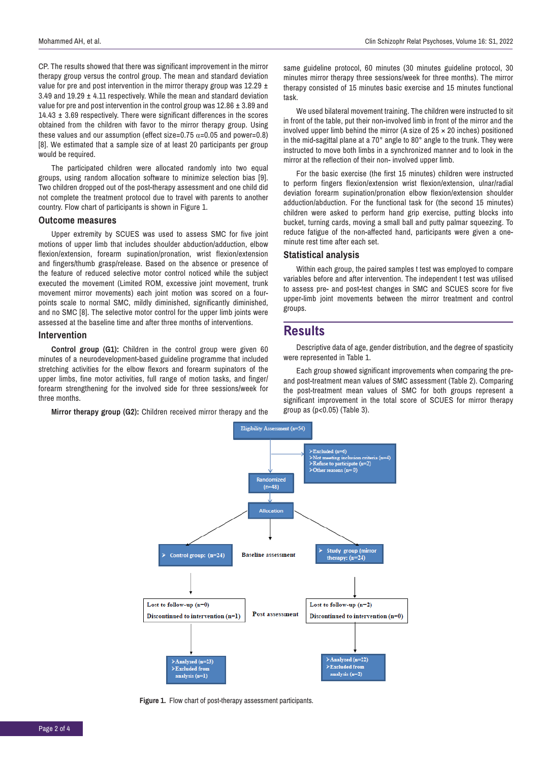CP. The results showed that there was significant improvement in the mirror therapy group versus the control group. The mean and standard deviation value for pre and post intervention in the mirror therapy group was 12.29 ± 3.49 and 19.29 ± 4.11 respectively. While the mean and standard deviation value for pre and post intervention in the control group was 12.86 ± 3.89 and 14.43 ± 3.69 respectively. There were significant differences in the scores obtained from the children with favor to the mirror therapy group. Using these values and our assumption (effect size=0.75 $\alpha$=0.05 and power=0.8) [8]. We estimated that a sample size of at least 20 participants per group would be required.

The participated children were allocated randomly into two equal groups, using random allocation software to minimize selection bias [9]. Two children dropped out of the post-therapy assessment and one child did not complete the treatment protocol due to travel with parents to another country. Flow chart of participants is shown in Figure 1.

## Outcome measures

Upper extremity by SCUES was used to assess SMC for five joint motions of upper limb that includes shoulder abduction/adduction, elbow flexion/extension, forearm supination/pronation, wrist flexion/extension and fingers/thumb grasp/release. Based on the absence or presence of the feature of reduced selective motor control noticed while the subject executed the movement (Limited ROM, excessive joint movement, trunk movement mirror movements) each joint motion was scored on a four-points scale to normal SMC, mildly diminished, significantly diminished, and no SMC [8]. The selective motor control for the upper limb joints were assessed at the baseline time and after three months of interventions.

## Intervention

**Control group (G1):** Children in the control group were given 60 minutes of a neurodevelopment-based guideline programme that included stretching activities for the elbow flexors and forearm supinators of the upper limbs, fine motor activities, full range of motion tasks, and finger/forearm strengthening for the involved side for three sessions/week for three months.

**Mirror therapy group (G2):** Children received mirror therapy and the same guideline protocol, 60 minutes (30 minutes guideline protocol, 30 minutes mirror therapy three sessions/week for three months). The mirror therapy consisted of 15 minutes basic exercise and 15 minutes functional task.

We used bilateral movement training. The children were instructed to sit in front of the table, put their non-involved limb in front of the mirror and the involved upper limb behind the mirror (A size of 25 × 20 inches) positioned in the mid-sagittal plane at a 70° angle to 80° angle to the trunk. They were instructed to move both limbs in a synchronized manner and to look in the mirror at the reflection of their non- involved upper limb.

For the basic exercise (the first 15 minutes) children were instructed to perform fingers flexion/extension wrist flexion/extension, ulnar/radial deviation forearm supination/pronation elbow flexion/extension shoulder adduction/abduction. For the functional task for (the second 15 minutes) children were asked to perform hand grip exercise, putting blocks into bucket, turning cards, moving a small ball and putty palmar squeezing. To reduce fatigue of the non-affected hand, participants were given a one-minute rest time after each set.

## Statistical analysis

Within each group, the paired samples t test was employed to compare variables before and after intervention. The independent t test was utilised to assess pre- and post-test changes in SMC and SCUES score for five upper-limb joint movements between the mirror treatment and control groups.

# Results

Descriptive data of age, gender distribution, and the degree of spasticity were represented in Table 1.

Each group showed significant improvements when comparing the pre- and post-treatment mean values of SMC assessment (Table 2). Comparing the post-treatment mean values of SMC for both groups represent a significant improvement in the total score of SCUES for mirror therapy group as (p<0.05) (Table 3).

Eligibility Assessment (n=54)

- Excluded (n=6)
- Not meeting inclusion criteria (n=4)
- Refuse to participate (n=2)
- Other reasons (n= 0)

Randomized (n=48)

Allocation

Baseline assessment

- Control group: (n=24)
- Study group (mirror therapy: (n=24)

Post assessment

Control group: Lost to follow-up (n=0); Discontinued to intervention (n=1)

Study group: Lost to follow-up (n=2); Discontinued to intervention (n=0)

- Analyzed (n=23)
- Excluded from analysis (n=1)

- Analyzed (n=22)
- Excluded from analysis (n=2)

**Figure 1.** Flow chart of post-therapy assessment participants.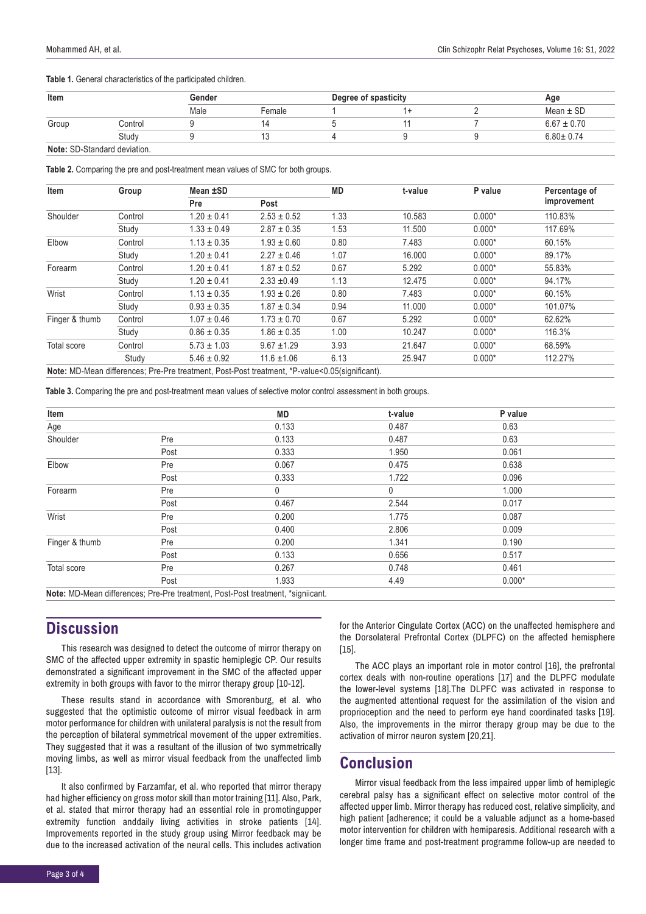**Table 1.** General characteristics of the participated children.

| Item | | Gender | | Degree of spasticity | | | Age |
|---|---|---|---|---|---|---|---|
| | | Male | Female | 1 | 1+ | 2 | Mean ± SD |
| Group | Control | 9 | 14 | 5 | 11 | 7 | 6.67 ± 0.70 |
| | Study | 9 | 13 | 4 | 9 | 9 | 6.80± 0.74 |

**Note:** SD-Standard deviation.

**Table 2.** Comparing the pre and post-treatment mean values of SMC for both groups.

| Item | Group | Mean ±SD | | MD | t-value | P value | Percentage of improvement |
|---|---|---|---|---|---|---|---|
| | | Pre | Post | | | | |
| Shoulder | Control | 1.20 ± 0.41 | 2.53 ± 0.52 | 1.33 | 10.583 | 0.000* | 110.83% |
| | Study | 1.33 ± 0.49 | 2.87 ± 0.35 | 1.53 | 11.500 | 0.000* | 117.69% |
| Elbow | Control | 1.13 ± 0.35 | 1.93 ± 0.60 | 0.80 | 7.483 | 0.000* | 60.15% |
| | Study | 1.20 ± 0.41 | 2.27 ± 0.46 | 1.07 | 16.000 | 0.000* | 89.17% |
| Forearm | Control | 1.20 ± 0.41 | 1.87 ± 0.52 | 0.67 | 5.292 | 0.000* | 55.83% |
| | Study | 1.20 ± 0.41 | 2.33 ±0.49 | 1.13 | 12.475 | 0.000* | 94.17% |
| Wrist | Control | 1.13 ± 0.35 | 1.93 ± 0.26 | 0.80 | 7.483 | 0.000* | 60.15% |
| | Study | 0.93 ± 0.35 | 1.87 ± 0.34 | 0.94 | 11.000 | 0.000* | 101.07% |
| Finger & thumb | Control | 1.07 ± 0.46 | 1.73 ± 0.70 | 0.67 | 5.292 | 0.000* | 62.62% |
| | Study | 0.86 ± 0.35 | 1.86 ± 0.35 | 1.00 | 10.247 | 0.000* | 116.3% |
| Total score | Control | 5.73 ± 1.03 | 9.67 ±1.29 | 3.93 | 21.647 | 0.000* | 68.59% |
| | Study | 5.46 ± 0.92 | 11.6 ±1.06 | 6.13 | 25.947 | 0.000* | 112.27% |

**Note:** MD-Mean differences; Pre-Pre treatment, Post-Post treatment, *P-value<0.05(significant).

**Table 3.** Comparing the pre and post-treatment mean values of selective motor control assessment in both groups.

| Item | | MD | t-value | P value |
|---|---|---|---|---|
| Age | | 0.133 | 0.487 | 0.63 |
| Shoulder | Pre | 0.133 | 0.487 | 0.63 |
| | Post | 0.333 | 1.950 | 0.061 |
| Elbow | Pre | 0.067 | 0.475 | 0.638 |
| | Post | 0.333 | 1.722 | 0.096 |
| Forearm | Pre | 0 | 0 | 1.000 |
| | Post | 0.467 | 2.544 | 0.017 |
| Wrist | Pre | 0.200 | 1.775 | 0.087 |
| | Post | 0.400 | 2.806 | 0.009 |
| Finger & thumb | Pre | 0.200 | 1.341 | 0.190 |
| | Post | 0.133 | 0.656 | 0.517 |
| Total score | Pre | 0.267 | 0.748 | 0.461 |
| | Post | 1.933 | 4.49 | 0.000* |

**Note:** MD-Mean differences; Pre-Pre treatment, Post-Post treatment, *signiicant.

## Discussion

This research was designed to detect the outcome of mirror therapy on SMC of the affected upper extremity in spastic hemiplegic CP. Our results demonstrated a significant improvement in the SMC of the affected upper extremity in both groups with favor to the mirror therapy group [10-12].

These results stand in accordance with Smorenburg, et al. who suggested that the optimistic outcome of mirror visual feedback in arm motor performance for children with unilateral paralysis is not the result from the perception of bilateral symmetrical movement of the upper extremities. They suggested that it was a resultant of the illusion of two symmetrically moving limbs, as well as mirror visual feedback from the unaffected limb [13].

It also confirmed by Farzamfar, et al. who reported that mirror therapy had higher efficiency on gross motor skill than motor training [11]. Also, Park, et al. stated that mirror therapy had an essential role in promotingupper extremity function anddaily living activities in stroke patients [14]. Improvements reported in the study group using Mirror feedback may be due to the increased activation of the neural cells. This includes activation for the Anterior Cingulate Cortex (ACC) on the unaffected hemisphere and the Dorsolateral Prefrontal Cortex (DLPFC) on the affected hemisphere [15].

The ACC plays an important role in motor control [16], the prefrontal cortex deals with non-routine operations [17] and the DLPFC modulate the lower-level systems [18].The DLPFC was activated in response to the augmented attentional request for the assimilation of the vision and proprioception and the need to perform eye hand coordinated tasks [19]. Also, the improvements in the mirror therapy group may be due to the activation of mirror neuron system [20,21].

## Conclusion

Mirror visual feedback from the less impaired upper limb of hemiplegic cerebral palsy has a significant effect on selective motor control of the affected upper limb. Mirror therapy has reduced cost, relative simplicity, and high patient [adherence; it could be a valuable adjunct as a home-based motor intervention for children with hemiparesis. Additional research with a longer time frame and post-treatment programme follow-up are needed to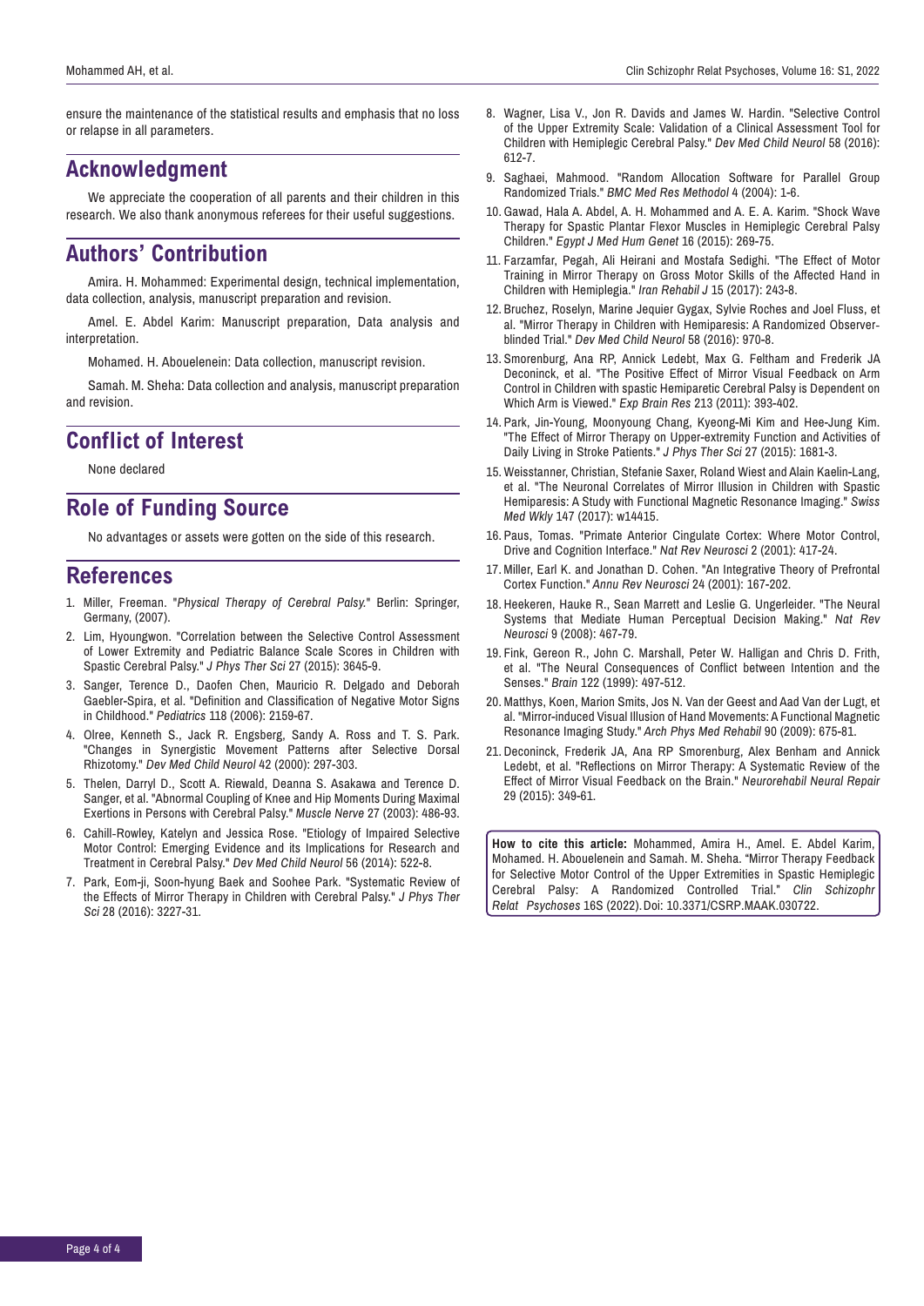ensure the maintenance of the statistical results and emphasis that no loss or relapse in all parameters.

## Acknowledgment

We appreciate the cooperation of all parents and their children in this research. We also thank anonymous referees for their useful suggestions.

## Authors' Contribution

Amira. H. Mohammed: Experimental design, technical implementation, data collection, analysis, manuscript preparation and revision.

Amel. E. Abdel Karim: Manuscript preparation, Data analysis and interpretation.

Mohamed. H. Abouelenein: Data collection, manuscript revision.

Samah. M. Sheha: Data collection and analysis, manuscript preparation and revision.

## Conflict of Interest

None declared

## Role of Funding Source

No advantages or assets were gotten on the side of this research.

## References

1. Miller, Freeman. "*Physical Therapy of Cerebral Palsy.*" Berlin: Springer, Germany, (2007).
2. Lim, Hyoungwon. "Correlation between the Selective Control Assessment of Lower Extremity and Pediatric Balance Scale Scores in Children with Spastic Cerebral Palsy." *J Phys Ther Sci* 27 (2015): 3645-9.
3. Sanger, Terence D., Daofen Chen, Mauricio R. Delgado and Deborah Gaebler-Spira, et al. "Definition and Classification of Negative Motor Signs in Childhood." *Pediatrics* 118 (2006): 2159-67.
4. Olree, Kenneth S., Jack R. Engsberg, Sandy A. Ross and T. S. Park. "Changes in Synergistic Movement Patterns after Selective Dorsal Rhizotomy." *Dev Med Child Neurol* 42 (2000): 297-303.
5. Thelen, Darryl D., Scott A. Riewald, Deanna S. Asakawa and Terence D. Sanger, et al. "Abnormal Coupling of Knee and Hip Moments During Maximal Exertions in Persons with Cerebral Palsy." *Muscle Nerve* 27 (2003): 486-93.
6. Cahill-Rowley, Katelyn and Jessica Rose. "Etiology of Impaired Selective Motor Control: Emerging Evidence and its Implications for Research and Treatment in Cerebral Palsy." *Dev Med Child Neurol* 56 (2014): 522-8.
7. Park, Eom-ji, Soon-hyung Baek and Soohee Park. "Systematic Review of the Effects of Mirror Therapy in Children with Cerebral Palsy." *J Phys Ther Sci* 28 (2016): 3227-31.
8. Wagner, Lisa V., Jon R. Davids and James W. Hardin. "Selective Control of the Upper Extremity Scale: Validation of a Clinical Assessment Tool for Children with Hemiplegic Cerebral Palsy." *Dev Med Child Neurol* 58 (2016): 612-7.
9. Saghaei, Mahmood. "Random Allocation Software for Parallel Group Randomized Trials." *BMC Med Res Methodol* 4 (2004): 1-6.
10. Gawad, Hala A. Abdel, A. H. Mohammed and A. E. A. Karim. "Shock Wave Therapy for Spastic Plantar Flexor Muscles in Hemiplegic Cerebral Palsy Children." *Egypt J Med Hum Genet* 16 (2015): 269-75.
11. Farzamfar, Pegah, Ali Heirani and Mostafa Sedighi. "The Effect of Motor Training in Mirror Therapy on Gross Motor Skills of the Affected Hand in Children with Hemiplegia." *Iran Rehabil J* 15 (2017): 243-8.
12. Bruchez, Roselyn, Marine Jequier Gygax, Sylvie Roches and Joel Fluss, et al. "Mirror Therapy in Children with Hemiparesis: A Randomized Observer-blinded Trial." *Dev Med Child Neurol* 58 (2016): 970-8.
13. Smorenburg, Ana RP, Annick Ledebt, Max G. Feltham and Frederik JA Deconinck, et al. "The Positive Effect of Mirror Visual Feedback on Arm Control in Children with spastic Hemiparetic Cerebral Palsy is Dependent on Which Arm is Viewed." *Exp Brain Res* 213 (2011): 393-402.
14. Park, Jin-Young, Moonyoung Chang, Kyeong-Mi Kim and Hee-Jung Kim. "The Effect of Mirror Therapy on Upper-extremity Function and Activities of Daily Living in Stroke Patients." *J Phys Ther Sci* 27 (2015): 1681-3.
15. Weisstanner, Christian, Stefanie Saxer, Roland Wiest and Alain Kaelin-Lang, et al. "The Neuronal Correlates of Mirror Illusion in Children with Spastic Hemiparesis: A Study with Functional Magnetic Resonance Imaging." *Swiss Med Wkly* 147 (2017): w14415.
16. Paus, Tomas. "Primate Anterior Cingulate Cortex: Where Motor Control, Drive and Cognition Interface." *Nat Rev Neurosci* 2 (2001): 417-24.
17. Miller, Earl K. and Jonathan D. Cohen. "An Integrative Theory of Prefrontal Cortex Function." *Annu Rev Neurosci* 24 (2001): 167-202.
18. Heekeren, Hauke R., Sean Marrett and Leslie G. Ungerleider. "The Neural Systems that Mediate Human Perceptual Decision Making." *Nat Rev Neurosci* 9 (2008): 467-79.
19. Fink, Gereon R., John C. Marshall, Peter W. Halligan and Chris D. Frith, et al. "The Neural Consequences of Conflict between Intention and the Senses." *Brain* 122 (1999): 497-512.
20. Matthys, Koen, Marion Smits, Jos N. Van der Geest and Aad Van der Lugt, et al. "Mirror-induced Visual Illusion of Hand Movements: A Functional Magnetic Resonance Imaging Study." *Arch Phys Med Rehabil* 90 (2009): 675-81.
21. Deconinck, Frederik JA, Ana RP Smorenburg, Alex Benham and Annick Ledebt, et al. "Reflections on Mirror Therapy: A Systematic Review of the Effect of Visual Feedback on the Brain." *Neurorehabil Neural Repair* 29 (2015): 349-61.

**How to cite this article:** Mohammed, Amira H., Amel. E. Abdel Karim, Mohamed. H. Abouelenein and Samah. M. Sheha. "Mirror Therapy Feedback for Selective Motor Control of the Upper Extremities in Spastic Hemiplegic Cerebral Palsy: A Randomized Controlled Trial." *Clin Schizophr Relat Psychoses* 16S (2022). Doi: 10.3371/CSRP.MAAK.030722.